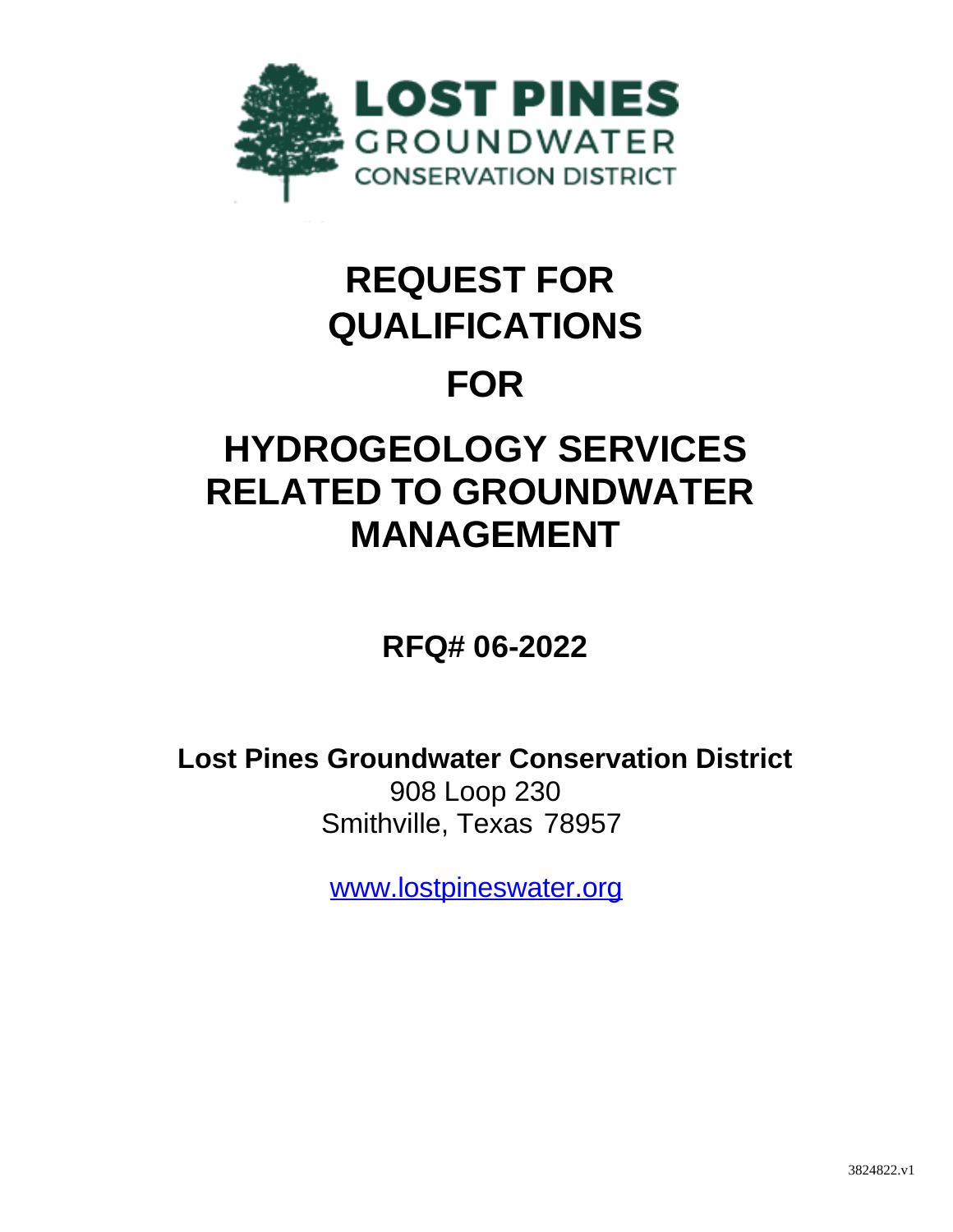LOST PINES
GROUNDWATER
CONSERVATION DISTRICT

# REQUEST FOR QUALIFICATIONS

# FOR

# HYDROGEOLOGY SERVICES RELATED TO GROUNDWATER MANAGEMENT

## RFQ# 06-2022

**Lost Pines Groundwater Conservation District**
908 Loop 230
Smithville, Texas 78957

www.lostpineswater.org

3824822.v1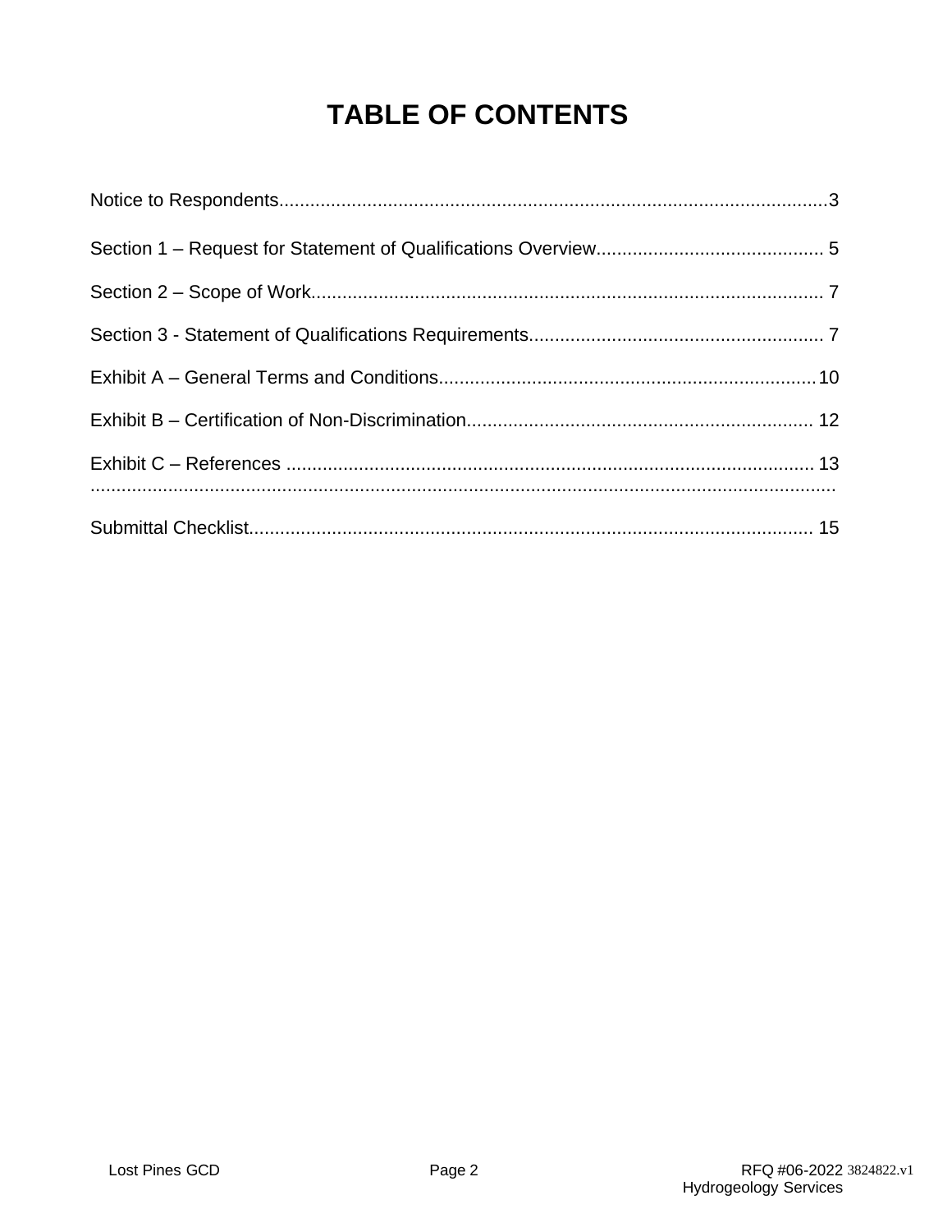# TABLE OF CONTENTS

Notice to Respondents.........................................................................................................3

Section 1 – Request for Statement of Qualifications Overview............................................ 5

Section 2 – Scope of Work.................................................................................................. 7

Section 3 - Statement of Qualifications Requirements......................................................... 7

Exhibit A – General Terms and Conditions........................................................................10

Exhibit B – Certification of Non-Discrimination.................................................................. 12

Exhibit C – References ..................................................................................................... 13

Submittal Checklist............................................................................................................ 15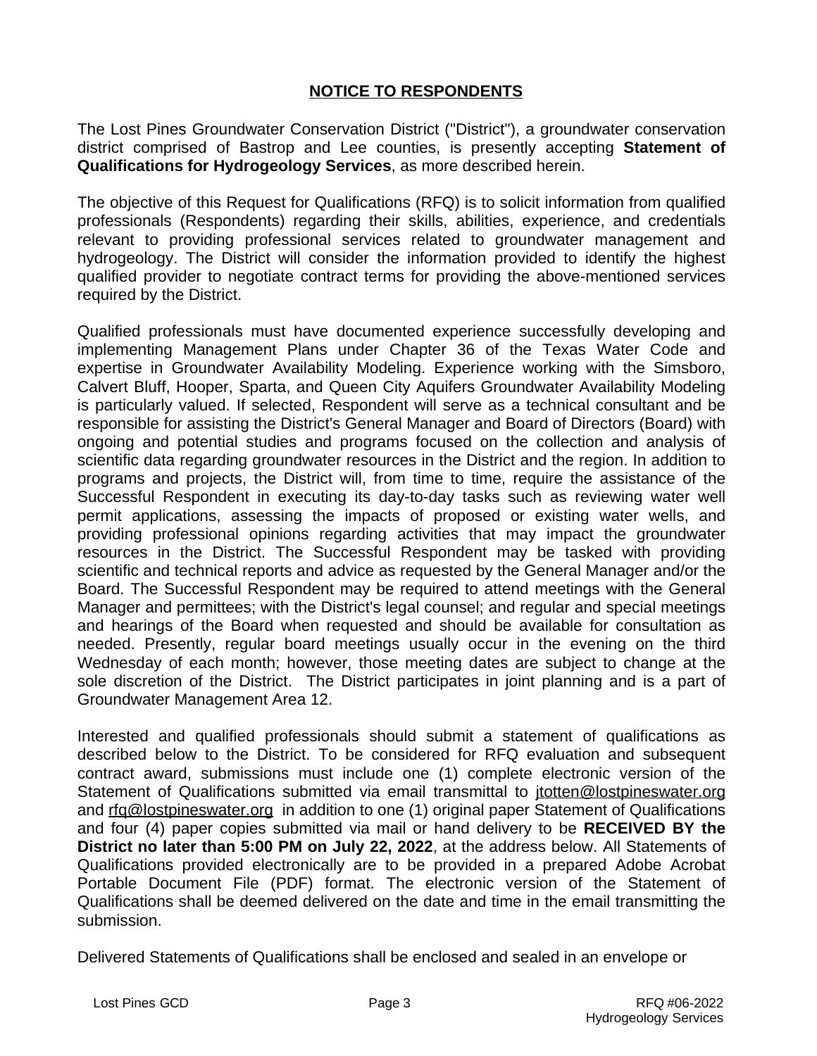## NOTICE TO RESPONDENTS

The Lost Pines Groundwater Conservation District ("District"), a groundwater conservation district comprised of Bastrop and Lee counties, is presently accepting **Statement of Qualifications for Hydrogeology Services**, as more described herein.

The objective of this Request for Qualifications (RFQ) is to solicit information from qualified professionals (Respondents) regarding their skills, abilities, experience, and credentials relevant to providing professional services related to groundwater management and hydrogeology. The District will consider the information provided to identify the highest qualified provider to negotiate contract terms for providing the above-mentioned services required by the District.

Qualified professionals must have documented experience successfully developing and implementing Management Plans under Chapter 36 of the Texas Water Code and expertise in Groundwater Availability Modeling. Experience working with the Simsboro, Calvert Bluff, Hooper, Sparta, and Queen City Aquifers Groundwater Availability Modeling is particularly valued. If selected, Respondent will serve as a technical consultant and be responsible for assisting the District's General Manager and Board of Directors (Board) with ongoing and potential studies and programs focused on the collection and analysis of scientific data regarding groundwater resources in the District and the region. In addition to programs and projects, the District will, from time to time, require the assistance of the Successful Respondent in executing its day-to-day tasks such as reviewing water well permit applications, assessing the impacts of proposed or existing water wells, and providing professional opinions regarding activities that may impact the groundwater resources in the District. The Successful Respondent may be tasked with providing scientific and technical reports and advice as requested by the General Manager and/or the Board. The Successful Respondent may be required to attend meetings with the General Manager and permittees; with the District's legal counsel; and regular and special meetings and hearings of the Board when requested and should be available for consultation as needed. Presently, regular board meetings usually occur in the evening on the third Wednesday of each month; however, those meeting dates are subject to change at the sole discretion of the District. The District participates in joint planning and is a part of Groundwater Management Area 12.

Interested and qualified professionals should submit a statement of qualifications as described below to the District. To be considered for RFQ evaluation and subsequent contract award, submissions must include one (1) complete electronic version of the Statement of Qualifications submitted via email transmittal to jtotten@lostpineswater.org and rfq@lostpineswater.org in addition to one (1) original paper Statement of Qualifications and four (4) paper copies submitted via mail or hand delivery to be **RECEIVED BY the District no later than 5:00 PM on July 22, 2022**, at the address below. All Statements of Qualifications provided electronically are to be provided in a prepared Adobe Acrobat Portable Document File (PDF) format. The electronic version of the Statement of Qualifications shall be deemed delivered on the date and time in the email transmitting the submission.

Delivered Statements of Qualifications shall be enclosed and sealed in an envelope or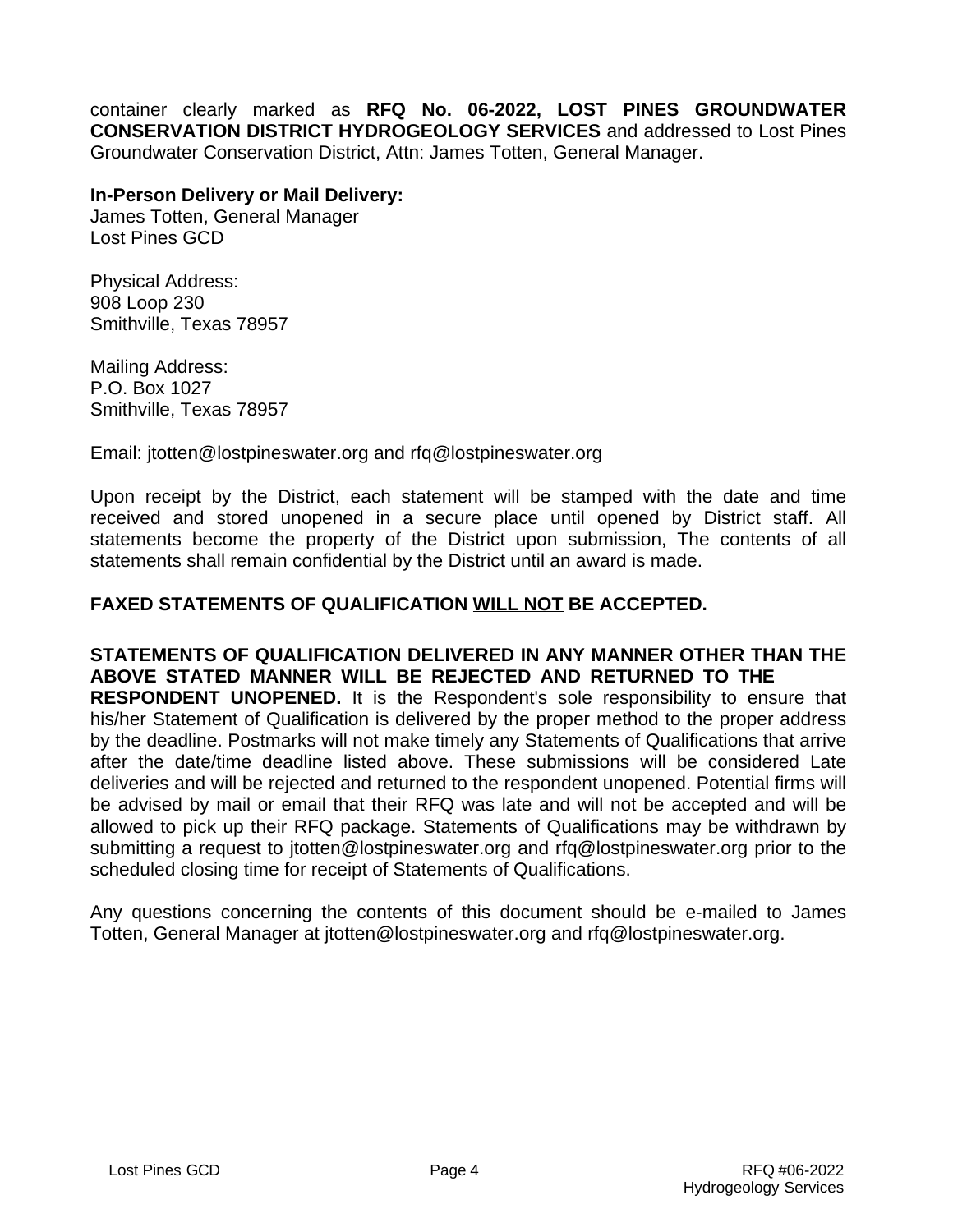container clearly marked as **RFQ No. 06-2022, LOST PINES GROUNDWATER CONSERVATION DISTRICT HYDROGEOLOGY SERVICES** and addressed to Lost Pines Groundwater Conservation District, Attn: James Totten, General Manager.

**In-Person Delivery or Mail Delivery:**
James Totten, General Manager
Lost Pines GCD

Physical Address:
908 Loop 230
Smithville, Texas 78957

Mailing Address:
P.O. Box 1027
Smithville, Texas 78957

Email: jtotten@lostpineswater.org and rfq@lostpineswater.org

Upon receipt by the District, each statement will be stamped with the date and time received and stored unopened in a secure place until opened by District staff. All statements become the property of the District upon submission, The contents of all statements shall remain confidential by the District until an award is made.

**FAXED STATEMENTS OF QUALIFICATION WILL NOT BE ACCEPTED.**

**STATEMENTS OF QUALIFICATION DELIVERED IN ANY MANNER OTHER THAN THE ABOVE STATED MANNER WILL BE REJECTED AND RETURNED TO THE RESPONDENT UNOPENED.** It is the Respondent's sole responsibility to ensure that his/her Statement of Qualification is delivered by the proper method to the proper address by the deadline. Postmarks will not make timely any Statements of Qualifications that arrive after the date/time deadline listed above. These submissions will be considered Late deliveries and will be rejected and returned to the respondent unopened. Potential firms will be advised by mail or email that their RFQ was late and will not be accepted and will be allowed to pick up their RFQ package. Statements of Qualifications may be withdrawn by submitting a request to jtotten@lostpineswater.org and rfq@lostpineswater.org prior to the scheduled closing time for receipt of Statements of Qualifications.

Any questions concerning the contents of this document should be e-mailed to James Totten, General Manager at jtotten@lostpineswater.org and rfq@lostpineswater.org.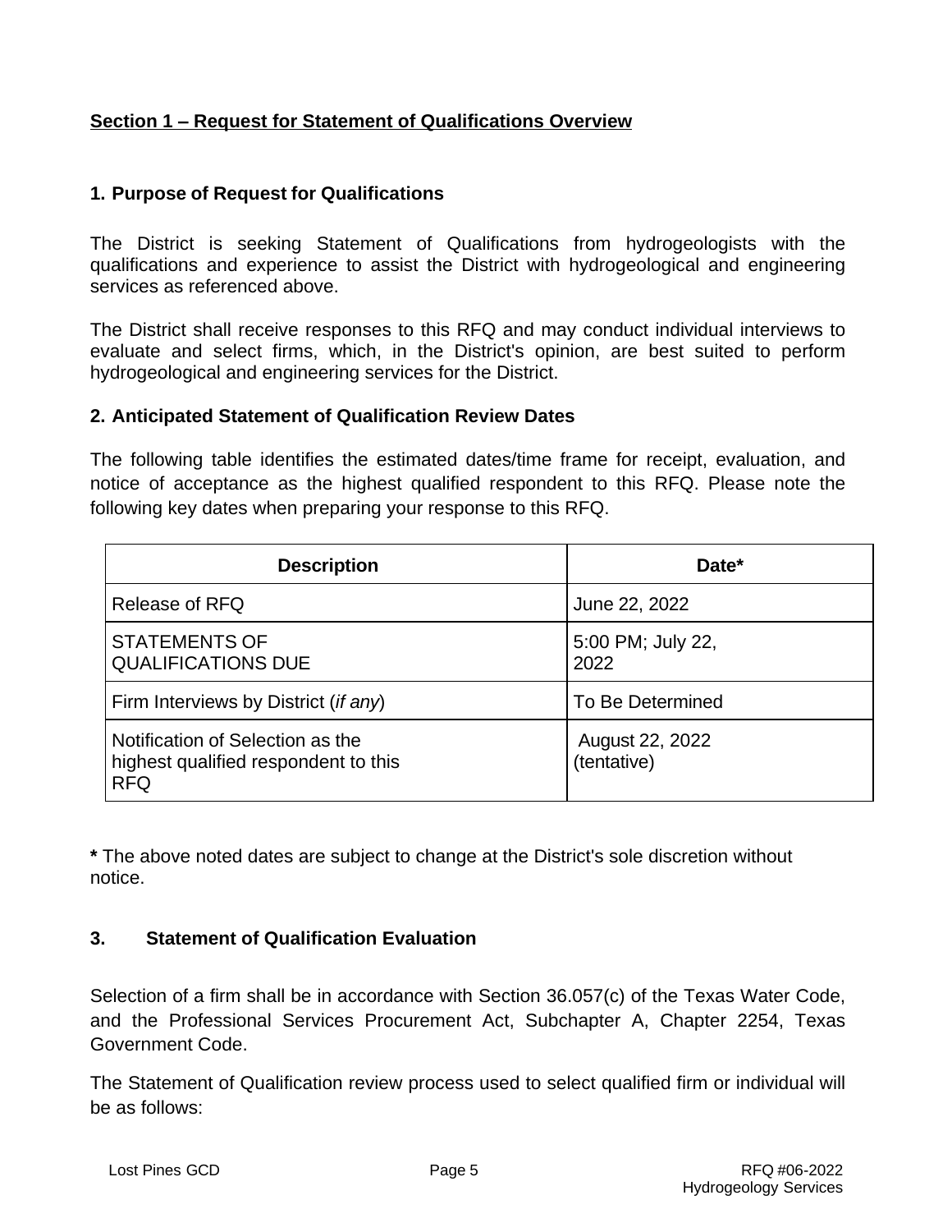## Section 1 – Request for Statement of Qualifications Overview

### 1. Purpose of Request for Qualifications

The District is seeking Statement of Qualifications from hydrogeologists with the qualifications and experience to assist the District with hydrogeological and engineering services as referenced above.

The District shall receive responses to this RFQ and may conduct individual interviews to evaluate and select firms, which, in the District's opinion, are best suited to perform hydrogeological and engineering services for the District.

### 2. Anticipated Statement of Qualification Review Dates

The following table identifies the estimated dates/time frame for receipt, evaluation, and notice of acceptance as the highest qualified respondent to this RFQ. Please note the following key dates when preparing your response to this RFQ.

| Description | Date* |
|---|---|
| Release of RFQ | June 22, 2022 |
| STATEMENTS OF QUALIFICATIONS DUE | 5:00 PM; July 22, 2022 |
| Firm Interviews by District (*if any*) | To Be Determined |
| Notification of Selection as the highest qualified respondent to this RFQ | August 22, 2022 (tentative) |

**\*** The above noted dates are subject to change at the District's sole discretion without notice.

### 3. Statement of Qualification Evaluation

Selection of a firm shall be in accordance with Section 36.057(c) of the Texas Water Code, and the Professional Services Procurement Act, Subchapter A, Chapter 2254, Texas Government Code.

The Statement of Qualification review process used to select qualified firm or individual will be as follows: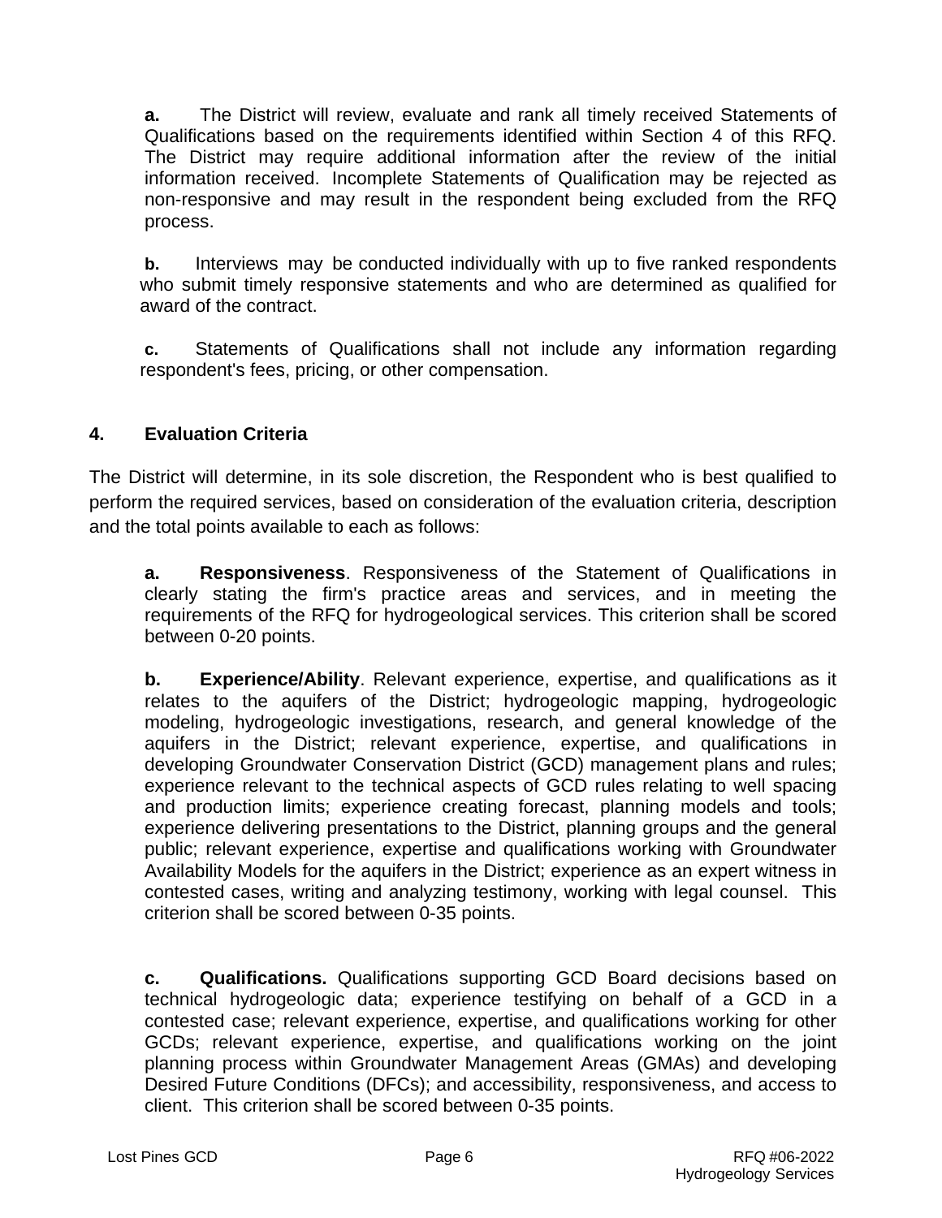**a.** The District will review, evaluate and rank all timely received Statements of Qualifications based on the requirements identified within Section 4 of this RFQ. The District may require additional information after the review of the initial information received. Incomplete Statements of Qualification may be rejected as non-responsive and may result in the respondent being excluded from the RFQ process.

**b.** Interviews may be conducted individually with up to five ranked respondents who submit timely responsive statements and who are determined as qualified for award of the contract.

**c.** Statements of Qualifications shall not include any information regarding respondent's fees, pricing, or other compensation.

## 4. Evaluation Criteria

The District will determine, in its sole discretion, the Respondent who is best qualified to perform the required services, based on consideration of the evaluation criteria, description and the total points available to each as follows:

**a. Responsiveness**. Responsiveness of the Statement of Qualifications in clearly stating the firm's practice areas and services, and in meeting the requirements of the RFQ for hydrogeological services. This criterion shall be scored between 0-20 points.

**b. Experience/Ability**. Relevant experience, expertise, and qualifications as it relates to the aquifers of the District; hydrogeologic mapping, hydrogeologic modeling, hydrogeologic investigations, research, and general knowledge of the aquifers in the District; relevant experience, expertise, and qualifications in developing Groundwater Conservation District (GCD) management plans and rules; experience relevant to the technical aspects of GCD rules relating to well spacing and production limits; experience creating forecast, planning models and tools; experience delivering presentations to the District, planning groups and the general public; relevant experience, expertise and qualifications working with Groundwater Availability Models for the aquifers in the District; experience as an expert witness in contested cases, writing and analyzing testimony, working with legal counsel. This criterion shall be scored between 0-35 points.

**c. Qualifications.** Qualifications supporting GCD Board decisions based on technical hydrogeologic data; experience testifying on behalf of a GCD in a contested case; relevant experience, expertise, and qualifications working for other GCDs; relevant experience, expertise, and qualifications working on the joint planning process within Groundwater Management Areas (GMAs) and developing Desired Future Conditions (DFCs); and accessibility, responsiveness, and access to client. This criterion shall be scored between 0-35 points.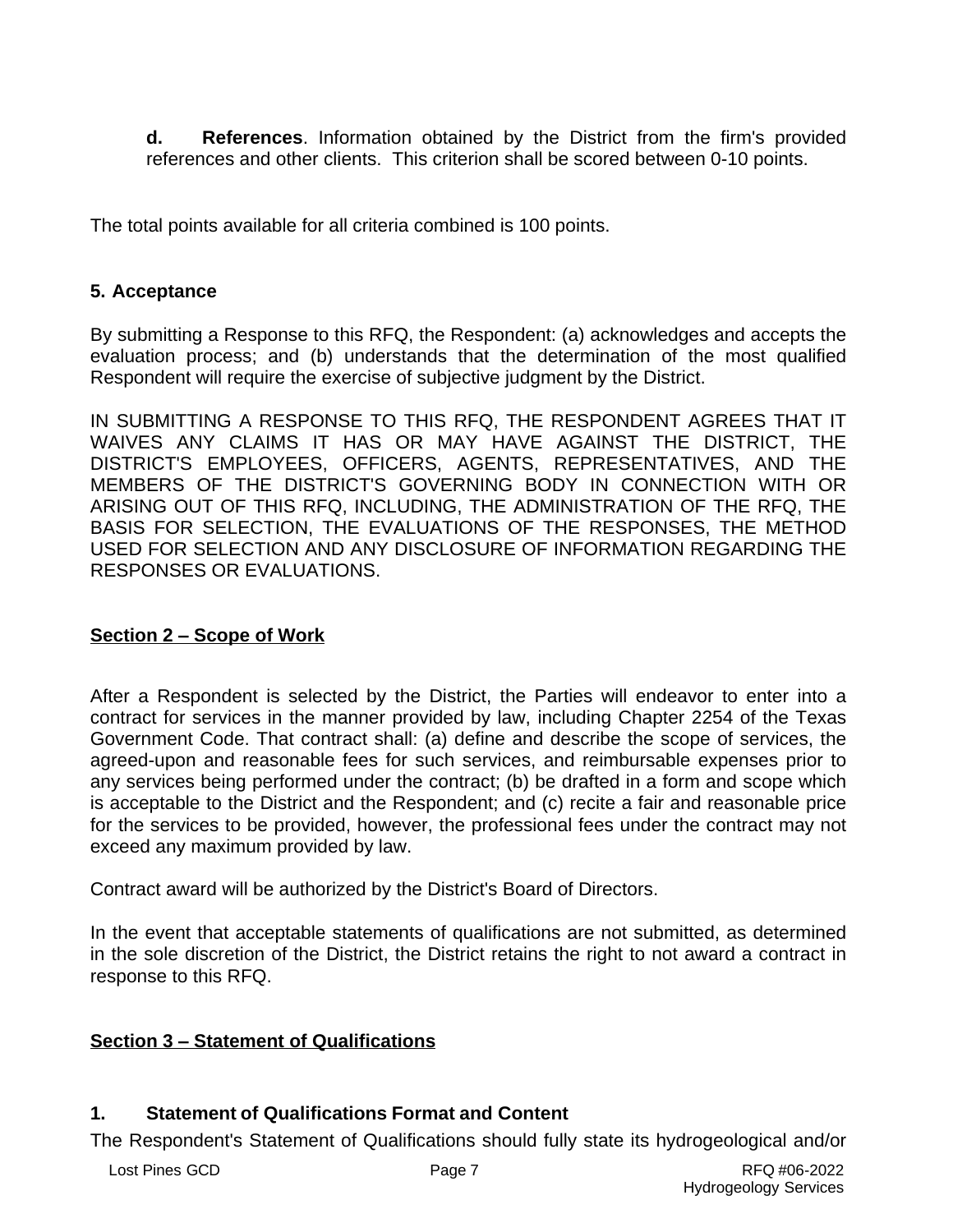**d. References**. Information obtained by the District from the firm's provided references and other clients. This criterion shall be scored between 0-10 points.

The total points available for all criteria combined is 100 points.

### 5. Acceptance

By submitting a Response to this RFQ, the Respondent: (a) acknowledges and accepts the evaluation process; and (b) understands that the determination of the most qualified Respondent will require the exercise of subjective judgment by the District.

IN SUBMITTING A RESPONSE TO THIS RFQ, THE RESPONDENT AGREES THAT IT WAIVES ANY CLAIMS IT HAS OR MAY HAVE AGAINST THE DISTRICT, THE DISTRICT'S EMPLOYEES, OFFICERS, AGENTS, REPRESENTATIVES, AND THE MEMBERS OF THE DISTRICT'S GOVERNING BODY IN CONNECTION WITH OR ARISING OUT OF THIS RFQ, INCLUDING, THE ADMINISTRATION OF THE RFQ, THE BASIS FOR SELECTION, THE EVALUATIONS OF THE RESPONSES, THE METHOD USED FOR SELECTION AND ANY DISCLOSURE OF INFORMATION REGARDING THE RESPONSES OR EVALUATIONS.

## Section 2 – Scope of Work

After a Respondent is selected by the District, the Parties will endeavor to enter into a contract for services in the manner provided by law, including Chapter 2254 of the Texas Government Code. That contract shall: (a) define and describe the scope of services, the agreed-upon and reasonable fees for such services, and reimbursable expenses prior to any services being performed under the contract; (b) be drafted in a form and scope which is acceptable to the District and the Respondent; and (c) recite a fair and reasonable price for the services to be provided, however, the professional fees under the contract may not exceed any maximum provided by law.

Contract award will be authorized by the District's Board of Directors.

In the event that acceptable statements of qualifications are not submitted, as determined in the sole discretion of the District, the District retains the right to not award a contract in response to this RFQ.

## Section 3 – Statement of Qualifications

### 1. Statement of Qualifications Format and Content

The Respondent's Statement of Qualifications should fully state its hydrogeological and/or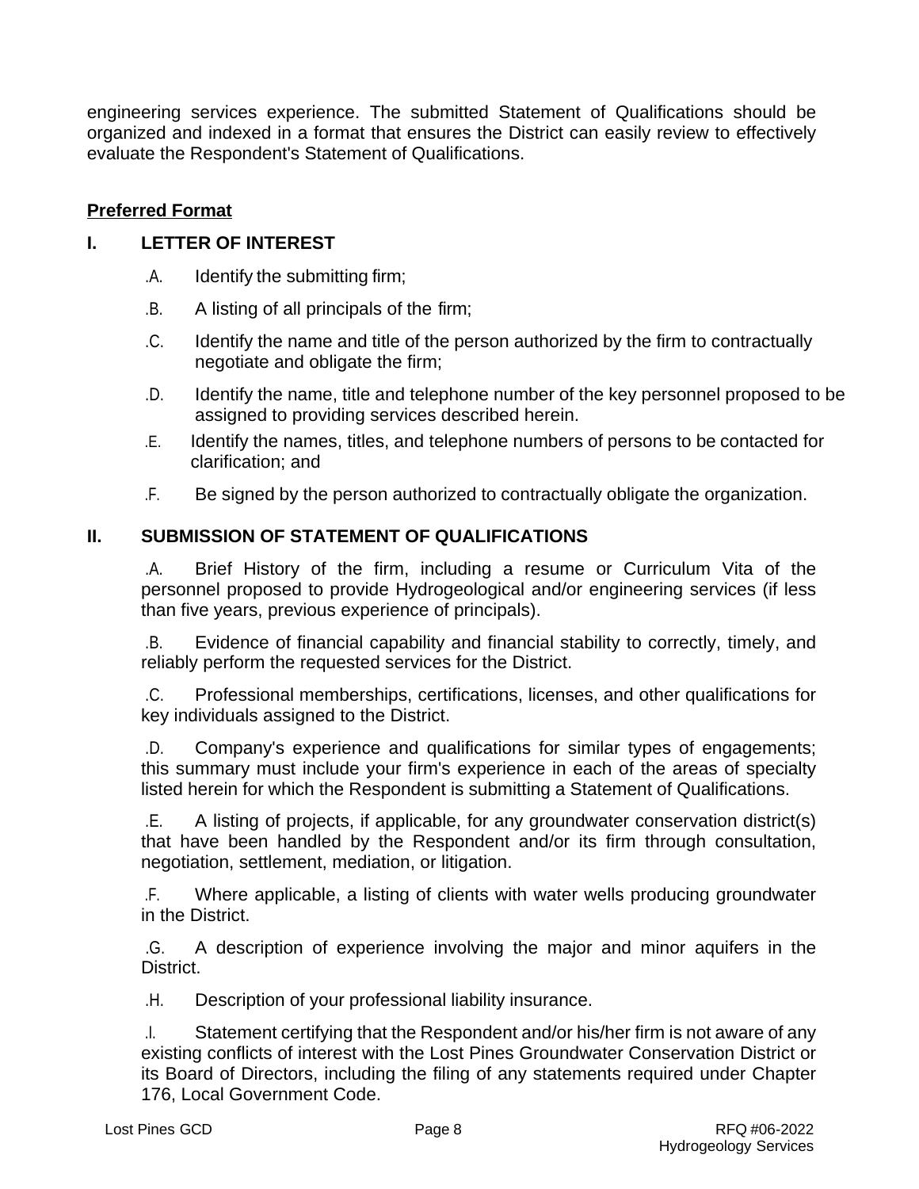engineering services experience. The submitted Statement of Qualifications should be organized and indexed in a format that ensures the District can easily review to effectively evaluate the Respondent's Statement of Qualifications.

**Preferred Format**

## I. LETTER OF INTEREST

.A. Identify the submitting firm;

.B. A listing of all principals of the firm;

.C. Identify the name and title of the person authorized by the firm to contractually negotiate and obligate the firm;

.D. Identify the name, title and telephone number of the key personnel proposed to be assigned to providing services described herein.

.E. Identify the names, titles, and telephone numbers of persons to be contacted for clarification; and

.F. Be signed by the person authorized to contractually obligate the organization.

## II. SUBMISSION OF STATEMENT OF QUALIFICATIONS

.A. Brief History of the firm, including a resume or Curriculum Vita of the personnel proposed to provide Hydrogeological and/or engineering services (if less than five years, previous experience of principals).

.B. Evidence of financial capability and financial stability to correctly, timely, and reliably perform the requested services for the District.

.C. Professional memberships, certifications, licenses, and other qualifications for key individuals assigned to the District.

.D. Company's experience and qualifications for similar types of engagements; this summary must include your firm's experience in each of the areas of specialty listed herein for which the Respondent is submitting a Statement of Qualifications.

.E. A listing of projects, if applicable, for any groundwater conservation district(s) that have been handled by the Respondent and/or its firm through consultation, negotiation, settlement, mediation, or litigation.

.F. Where applicable, a listing of clients with water wells producing groundwater in the District.

.G. A description of experience involving the major and minor aquifers in the District.

.H. Description of your professional liability insurance.

.I. Statement certifying that the Respondent and/or his/her firm is not aware of any existing conflicts of interest with the Lost Pines Groundwater Conservation District or its Board of Directors, including the filing of any statements required under Chapter 176, Local Government Code.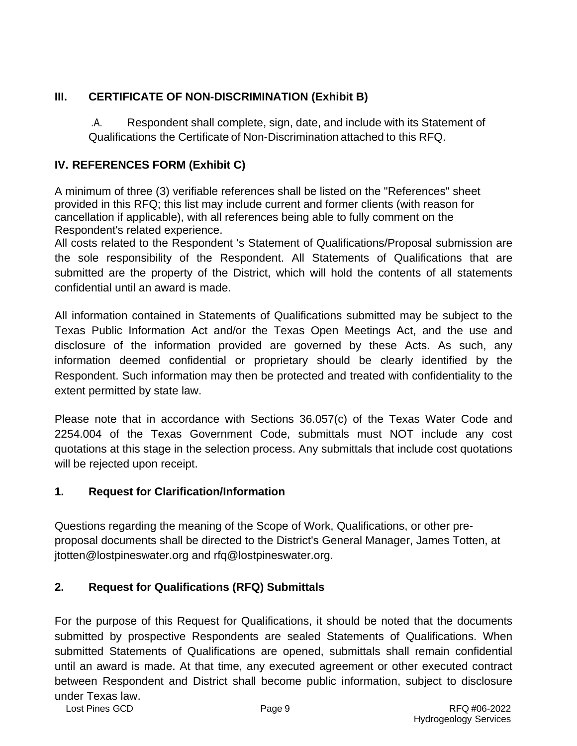## III. CERTIFICATE OF NON-DISCRIMINATION (Exhibit B)

A. Respondent shall complete, sign, date, and include with its Statement of Qualifications the Certificate of Non-Discrimination attached to this RFQ.

## IV. REFERENCES FORM (Exhibit C)

A minimum of three (3) verifiable references shall be listed on the "References" sheet provided in this RFQ; this list may include current and former clients (with reason for cancellation if applicable), with all references being able to fully comment on the Respondent's related experience.

All costs related to the Respondent 's Statement of Qualifications/Proposal submission are the sole responsibility of the Respondent. All Statements of Qualifications that are submitted are the property of the District, which will hold the contents of all statements confidential until an award is made.

All information contained in Statements of Qualifications submitted may be subject to the Texas Public Information Act and/or the Texas Open Meetings Act, and the use and disclosure of the information provided are governed by these Acts. As such, any information deemed confidential or proprietary should be clearly identified by the Respondent. Such information may then be protected and treated with confidentiality to the extent permitted by state law.

Please note that in accordance with Sections 36.057(c) of the Texas Water Code and 2254.004 of the Texas Government Code, submittals must NOT include any cost quotations at this stage in the selection process. Any submittals that include cost quotations will be rejected upon receipt.

### 1. Request for Clarification/Information

Questions regarding the meaning of the Scope of Work, Qualifications, or other pre-proposal documents shall be directed to the District's General Manager, James Totten, at jtotten@lostpineswater.org and rfq@lostpineswater.org.

### 2. Request for Qualifications (RFQ) Submittals

For the purpose of this Request for Qualifications, it should be noted that the documents submitted by prospective Respondents are sealed Statements of Qualifications. When submitted Statements of Qualifications are opened, submittals shall remain confidential until an award is made. At that time, any executed agreement or other executed contract between Respondent and District shall become public information, subject to disclosure under Texas law.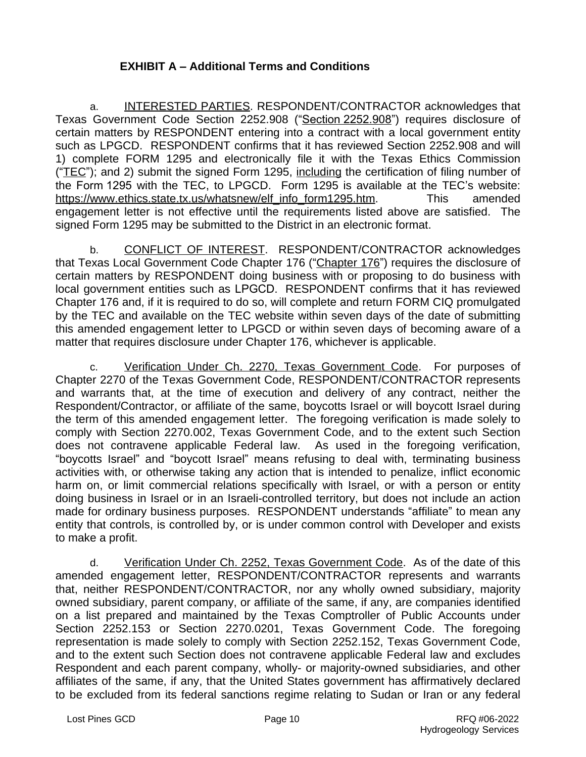## EXHIBIT A – Additional Terms and Conditions

a. INTERESTED PARTIES. RESPONDENT/CONTRACTOR acknowledges that Texas Government Code Section 2252.908 ("Section 2252.908") requires disclosure of certain matters by RESPONDENT entering into a contract with a local government entity such as LPGCD. RESPONDENT confirms that it has reviewed Section 2252.908 and will 1) complete FORM 1295 and electronically file it with the Texas Ethics Commission ("TEC"); and 2) submit the signed Form 1295, including the certification of filing number of the Form 1295 with the TEC, to LPGCD. Form 1295 is available at the TEC's website: https://www.ethics.state.tx.us/whatsnew/elf_info_form1295.htm. This amended engagement letter is not effective until the requirements listed above are satisfied. The signed Form 1295 may be submitted to the District in an electronic format.

b. CONFLICT OF INTEREST. RESPONDENT/CONTRACTOR acknowledges that Texas Local Government Code Chapter 176 ("Chapter 176") requires the disclosure of certain matters by RESPONDENT doing business with or proposing to do business with local government entities such as LPGCD. RESPONDENT confirms that it has reviewed Chapter 176 and, if it is required to do so, will complete and return FORM CIQ promulgated by the TEC and available on the TEC website within seven days of the date of submitting this amended engagement letter to LPGCD or within seven days of becoming aware of a matter that requires disclosure under Chapter 176, whichever is applicable.

c. Verification Under Ch. 2270, Texas Government Code. For purposes of Chapter 2270 of the Texas Government Code, RESPONDENT/CONTRACTOR represents and warrants that, at the time of execution and delivery of any contract, neither the Respondent/Contractor, or affiliate of the same, boycotts Israel or will boycott Israel during the term of this amended engagement letter. The foregoing verification is made solely to comply with Section 2270.002, Texas Government Code, and to the extent such Section does not contravene applicable Federal law. As used in the foregoing verification, "boycotts Israel" and "boycott Israel" means refusing to deal with, terminating business activities with, or otherwise taking any action that is intended to penalize, inflict economic harm on, or limit commercial relations specifically with Israel, or with a person or entity doing business in Israel or in an Israeli-controlled territory, but does not include an action made for ordinary business purposes. RESPONDENT understands "affiliate" to mean any entity that controls, is controlled by, or is under common control with Developer and exists to make a profit.

d. Verification Under Ch. 2252, Texas Government Code. As of the date of this amended engagement letter, RESPONDENT/CONTRACTOR represents and warrants that, neither RESPONDENT/CONTRACTOR, nor any wholly owned subsidiary, majority owned subsidiary, parent company, or affiliate of the same, if any, are companies identified on a list prepared and maintained by the Texas Comptroller of Public Accounts under Section 2252.153 or Section 2270.0201, Texas Government Code. The foregoing representation is made solely to comply with Section 2252.152, Texas Government Code, and to the extent such Section does not contravene applicable Federal law and excludes Respondent and each parent company, wholly- or majority-owned subsidiaries, and other affiliates of the same, if any, that the United States government has affirmatively declared to be excluded from its federal sanctions regime relating to Sudan or Iran or any federal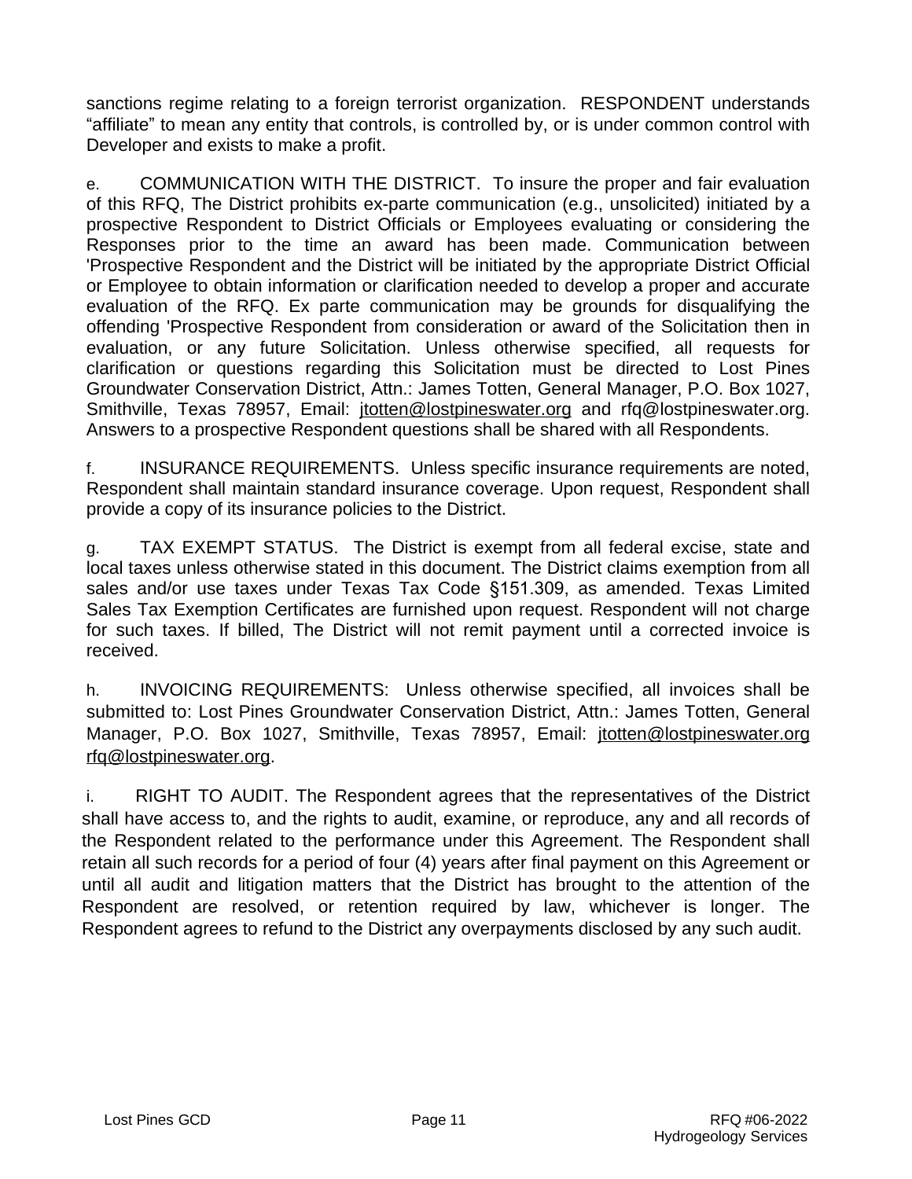sanctions regime relating to a foreign terrorist organization. RESPONDENT understands "affiliate" to mean any entity that controls, is controlled by, or is under common control with Developer and exists to make a profit.

e. COMMUNICATION WITH THE DISTRICT. To insure the proper and fair evaluation of this RFQ, The District prohibits ex-parte communication (e.g., unsolicited) initiated by a prospective Respondent to District Officials or Employees evaluating or considering the Responses prior to the time an award has been made. Communication between 'Prospective Respondent and the District will be initiated by the appropriate District Official or Employee to obtain information or clarification needed to develop a proper and accurate evaluation of the RFQ. Ex parte communication may be grounds for disqualifying the offending 'Prospective Respondent from consideration or award of the Solicitation then in evaluation, or any future Solicitation. Unless otherwise specified, all requests for clarification or questions regarding this Solicitation must be directed to Lost Pines Groundwater Conservation District, Attn.: James Totten, General Manager, P.O. Box 1027, Smithville, Texas 78957, Email: jtotten@lostpineswater.org and rfq@lostpineswater.org. Answers to a prospective Respondent questions shall be shared with all Respondents.

f. INSURANCE REQUIREMENTS. Unless specific insurance requirements are noted, Respondent shall maintain standard insurance coverage. Upon request, Respondent shall provide a copy of its insurance policies to the District.

g. TAX EXEMPT STATUS. The District is exempt from all federal excise, state and local taxes unless otherwise stated in this document. The District claims exemption from all sales and/or use taxes under Texas Tax Code §151.309, as amended. Texas Limited Sales Tax Exemption Certificates are furnished upon request. Respondent will not charge for such taxes. If billed, The District will not remit payment until a corrected invoice is received.

h. INVOICING REQUIREMENTS: Unless otherwise specified, all invoices shall be submitted to: Lost Pines Groundwater Conservation District, Attn.: James Totten, General Manager, P.O. Box 1027, Smithville, Texas 78957, Email: jtotten@lostpineswater.org rfq@lostpineswater.org.

i. RIGHT TO AUDIT. The Respondent agrees that the representatives of the District shall have access to, and the rights to audit, examine, or reproduce, any and all records of the Respondent related to the performance under this Agreement. The Respondent shall retain all such records for a period of four (4) years after final payment on this Agreement or until all audit and litigation matters that the District has brought to the attention of the Respondent are resolved, or retention required by law, whichever is longer. The Respondent agrees to refund to the District any overpayments disclosed by any such audit.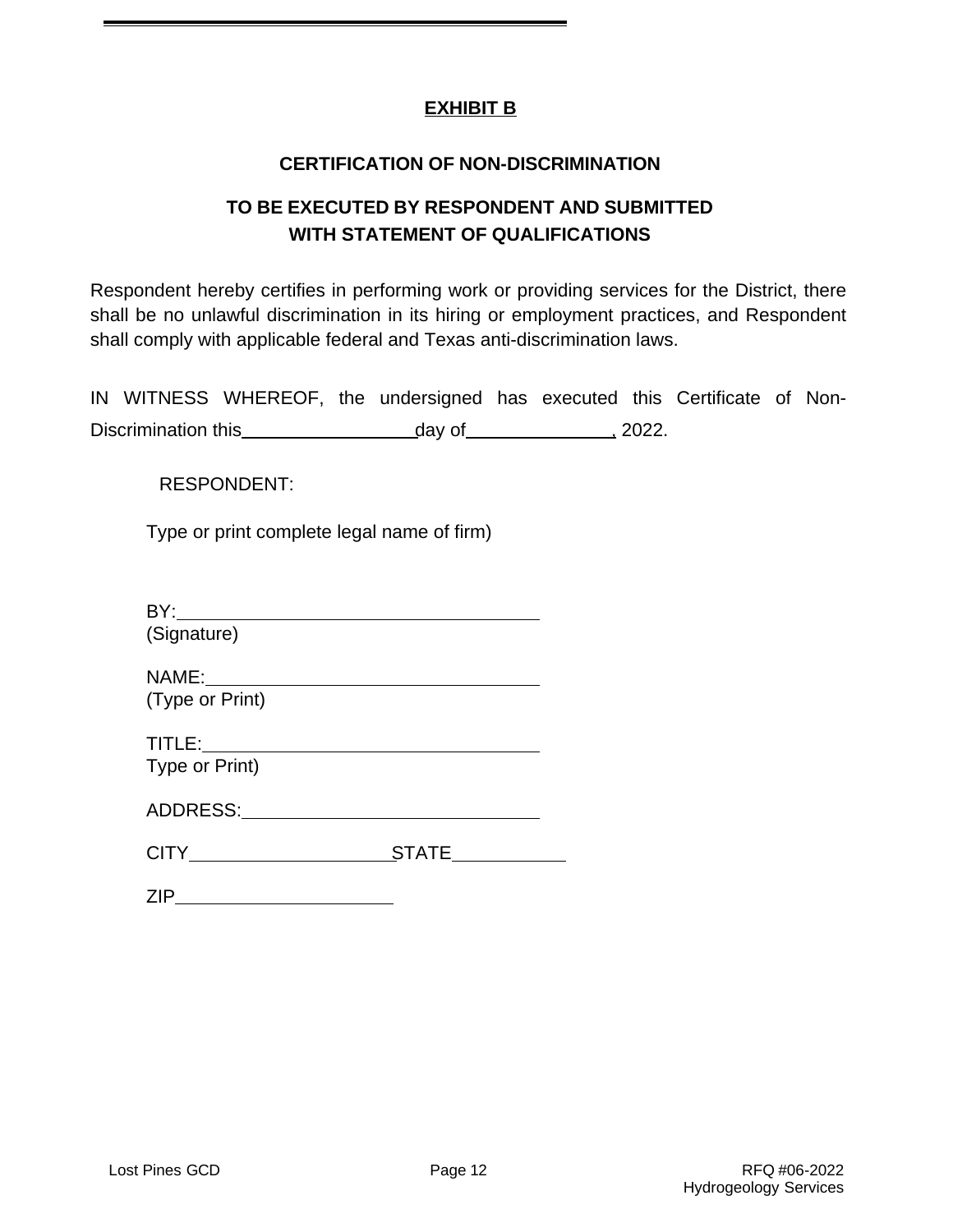## EXHIBIT B

### CERTIFICATION OF NON-DISCRIMINATION

### TO BE EXECUTED BY RESPONDENT AND SUBMITTED WITH STATEMENT OF QUALIFICATIONS

Respondent hereby certifies in performing work or providing services for the District, there shall be no unlawful discrimination in its hiring or employment practices, and Respondent shall comply with applicable federal and Texas anti-discrimination laws.

IN WITNESS WHEREOF, the undersigned has executed this Certificate of Non-Discrimination this \_\_\_\_\_\_\_\_\_\_\_\_\_\_\_\_\_ day of \_\_\_\_\_\_\_\_\_\_\_\_\_\_\_, 2022.

RESPONDENT:

Type or print complete legal name of firm)

BY: \_\_\_\_\_\_\_\_\_\_\_\_\_\_\_\_\_\_\_\_\_\_\_\_\_\_\_\_\_\_\_\_\_\_\_
(Signature)

NAME: \_\_\_\_\_\_\_\_\_\_\_\_\_\_\_\_\_\_\_\_\_\_\_\_\_\_\_\_\_\_\_\_
(Type or Print)

TITLE: \_\_\_\_\_\_\_\_\_\_\_\_\_\_\_\_\_\_\_\_\_\_\_\_\_\_\_\_\_\_\_\_
Type or Print)

ADDRESS: \_\_\_\_\_\_\_\_\_\_\_\_\_\_\_\_\_\_\_\_\_\_\_\_\_\_\_\_\_

CITY \_\_\_\_\_\_\_\_\_\_\_\_\_\_\_\_\_\_\_\_ STATE \_\_\_\_\_\_\_\_\_\_\_

ZIP \_\_\_\_\_\_\_\_\_\_\_\_\_\_\_\_\_\_\_\_\_\_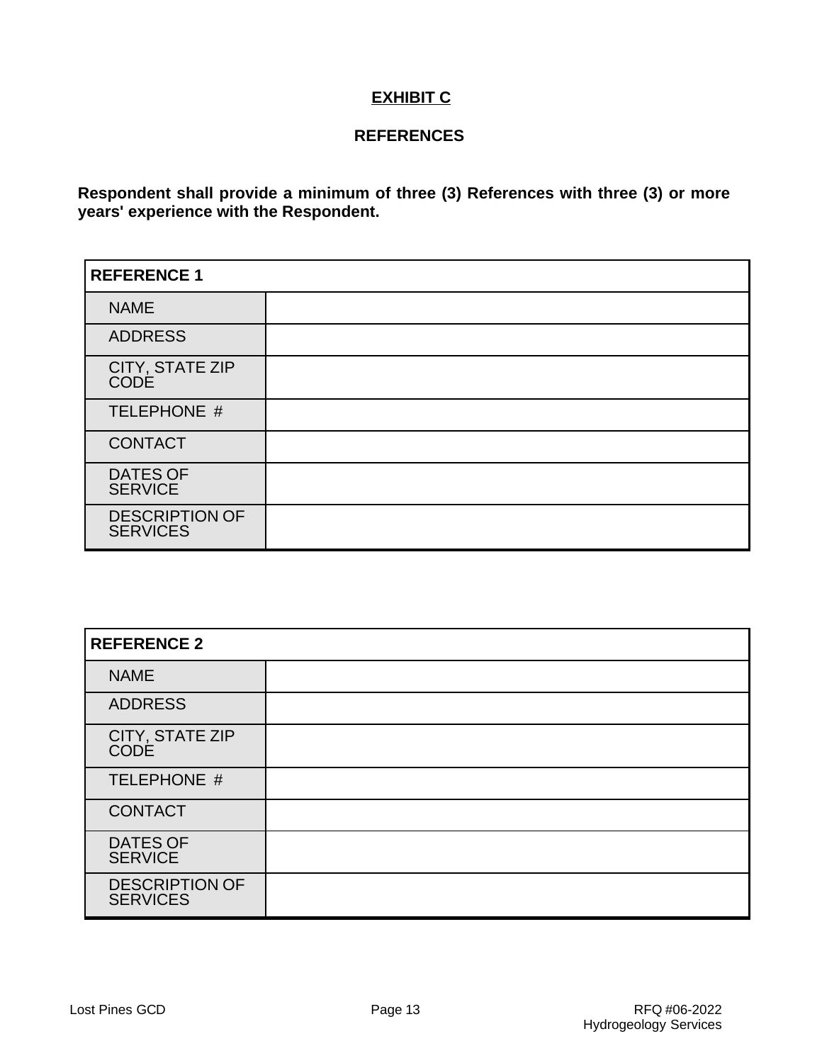# EXHIBIT C

## REFERENCES

**Respondent shall provide a minimum of three (3) References with three (3) or more years' experience with the Respondent.**

| **REFERENCE 1** | |
|---|---|
| NAME | |
| ADDRESS | |
| CITY, STATE ZIP CODE | |
| TELEPHONE # | |
| CONTACT | |
| DATES OF SERVICE | |
| DESCRIPTION OF SERVICES | |

| **REFERENCE 2** | |
|---|---|
| NAME | |
| ADDRESS | |
| CITY, STATE ZIP CODE | |
| TELEPHONE # | |
| CONTACT | |
| DATES OF SERVICE | |
| DESCRIPTION OF SERVICES | |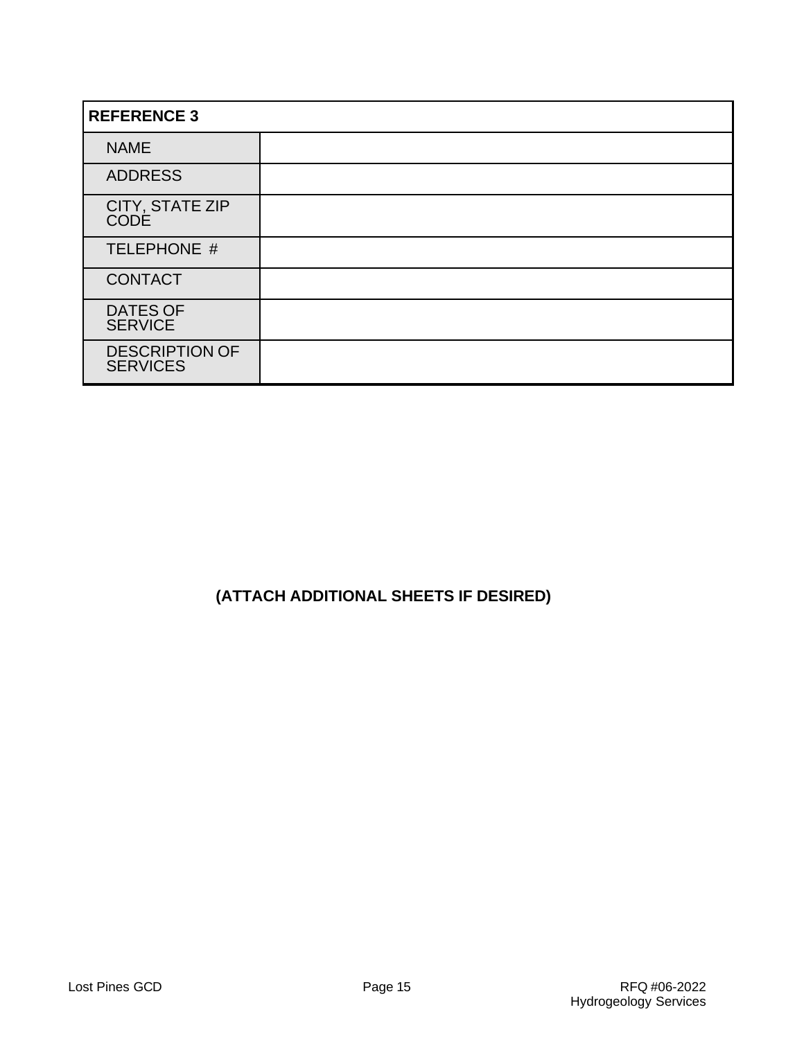| REFERENCE 3 | |
|---|---|
| NAME | |
| ADDRESS | |
| CITY, STATE ZIP CODE | |
| TELEPHONE # | |
| CONTACT | |
| DATES OF SERVICE | |
| DESCRIPTION OF SERVICES | |

**(ATTACH ADDITIONAL SHEETS IF DESIRED)**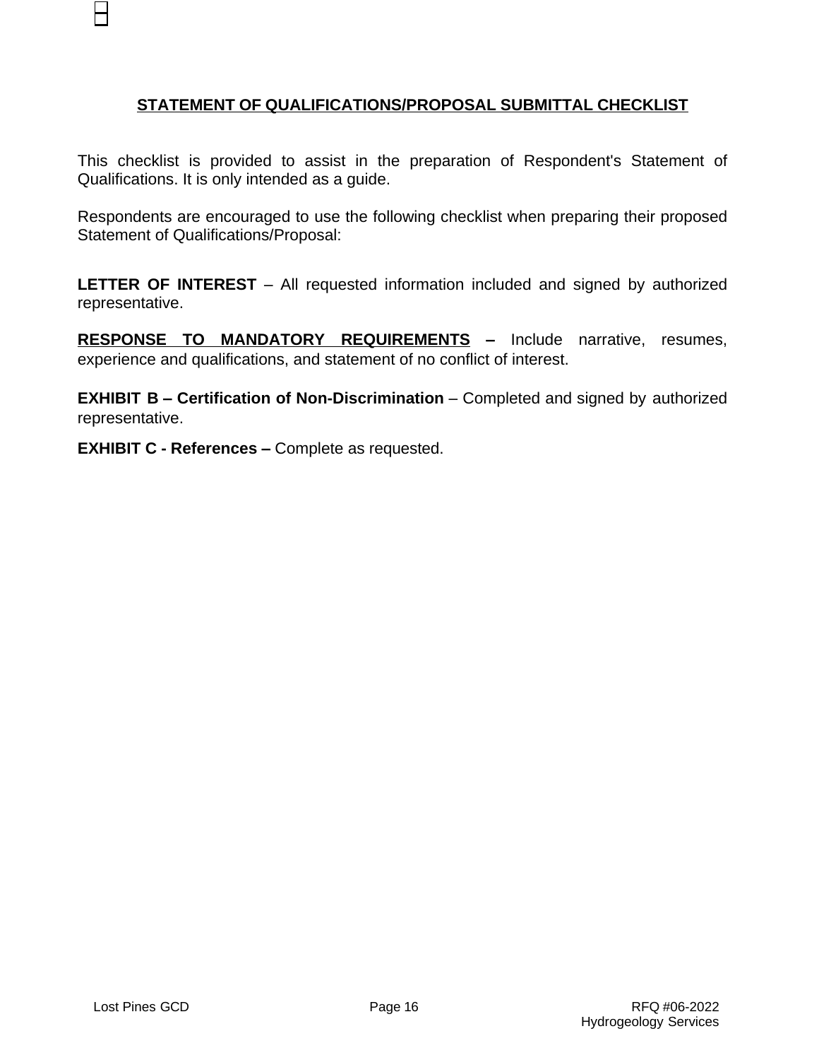## STATEMENT OF QUALIFICATIONS/PROPOSAL SUBMITTAL CHECKLIST

This checklist is provided to assist in the preparation of Respondent's Statement of Qualifications. It is only intended as a guide.

Respondents are encouraged to use the following checklist when preparing their proposed Statement of Qualifications/Proposal:

**LETTER OF INTEREST** – All requested information included and signed by authorized representative.

**RESPONSE TO MANDATORY REQUIREMENTS –** Include narrative, resumes, experience and qualifications, and statement of no conflict of interest.

**EXHIBIT B – Certification of Non-Discrimination** – Completed and signed by authorized representative.

**EXHIBIT C - References –** Complete as requested.